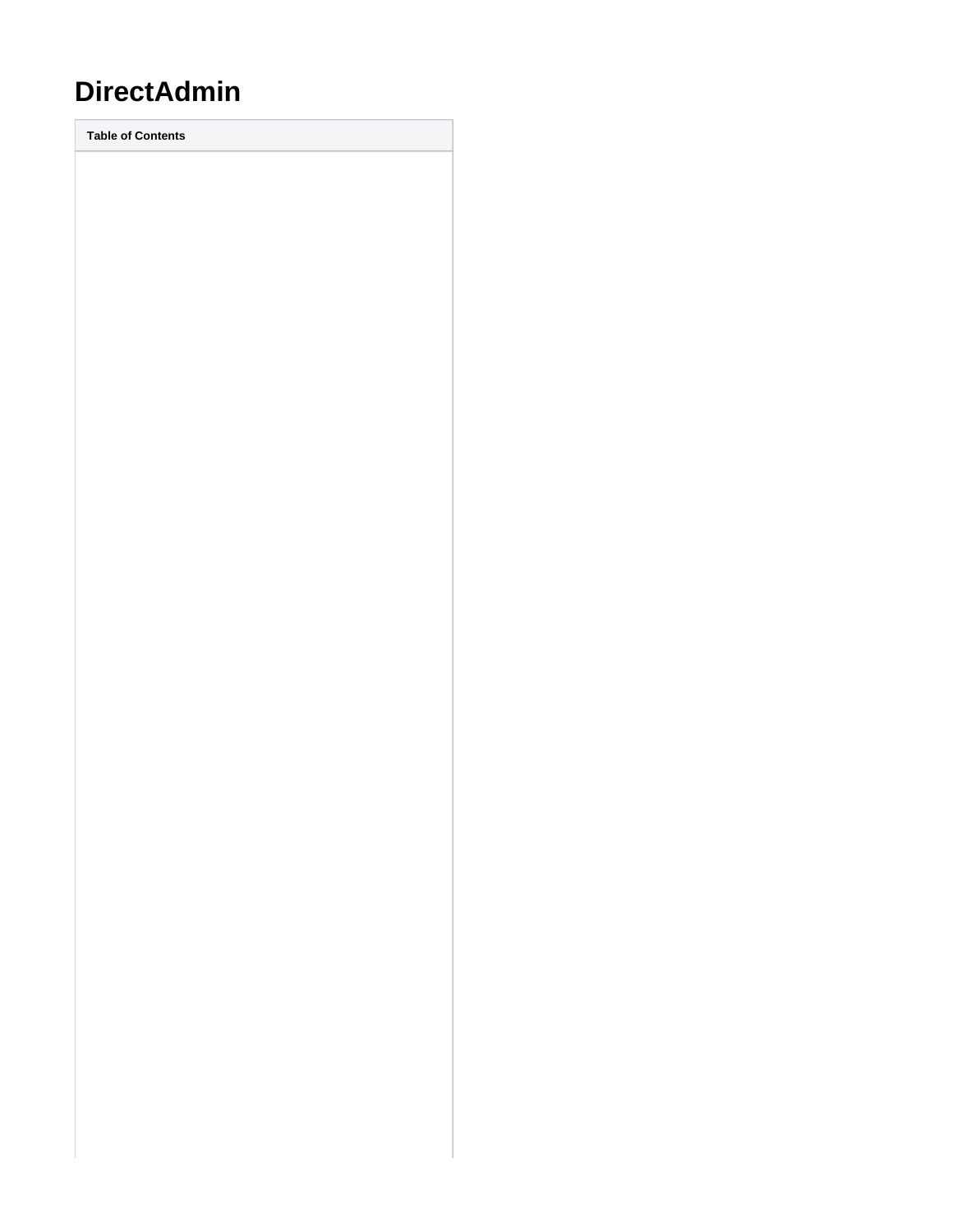# DirectAdmin

| Table of Contents |
| --- |
| |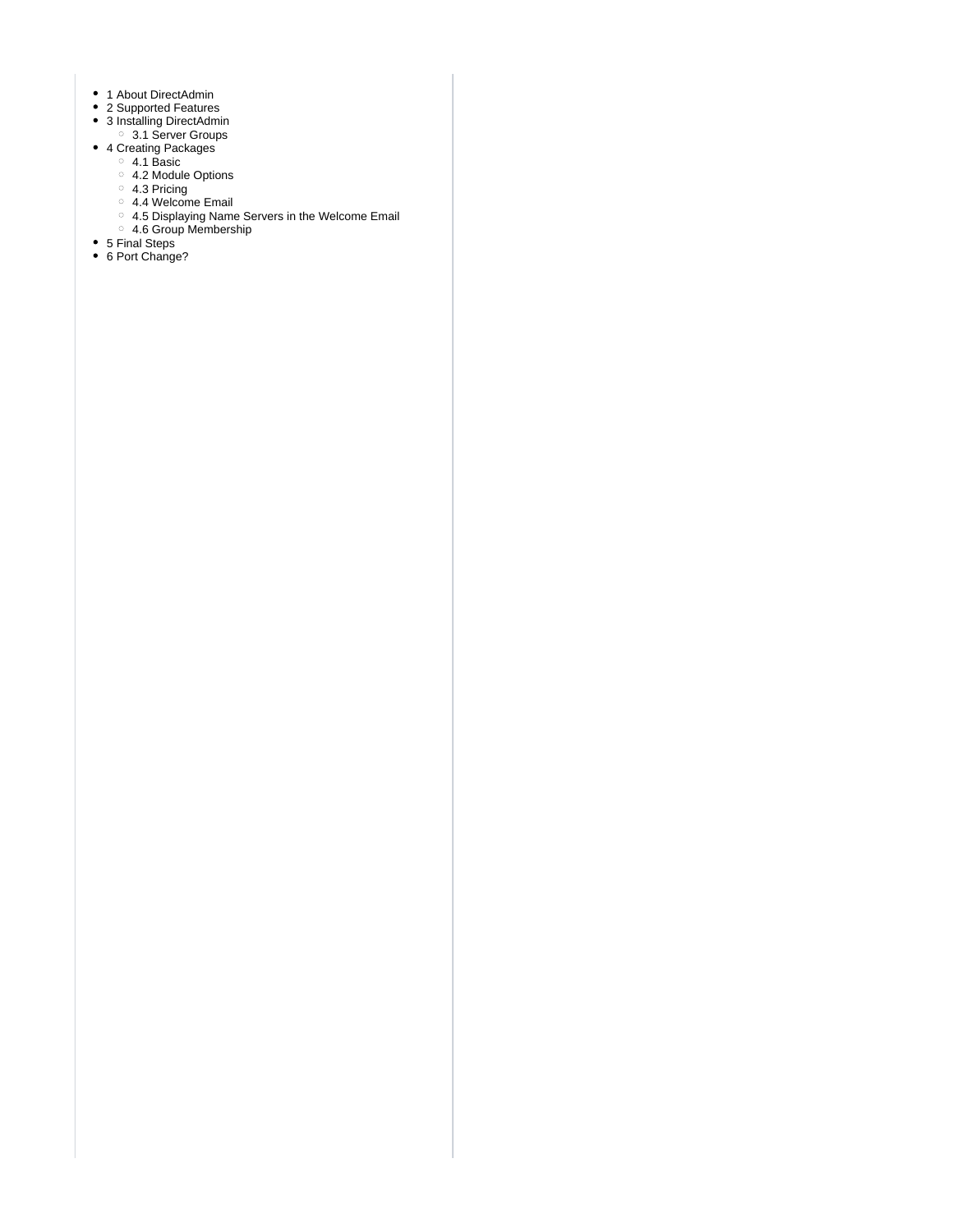- 1 About DirectAdmin
- 2 Supported Features
- 3 Installing DirectAdmin
  - 3.1 Server Groups
- 4 Creating Packages
  - 4.1 Basic
  - 4.2 Module Options
  - 4.3 Pricing
  - 4.4 Welcome Email
  - 4.5 Displaying Name Servers in the Welcome Email
  - 4.6 Group Membership
- 5 Final Steps
- 6 Port Change?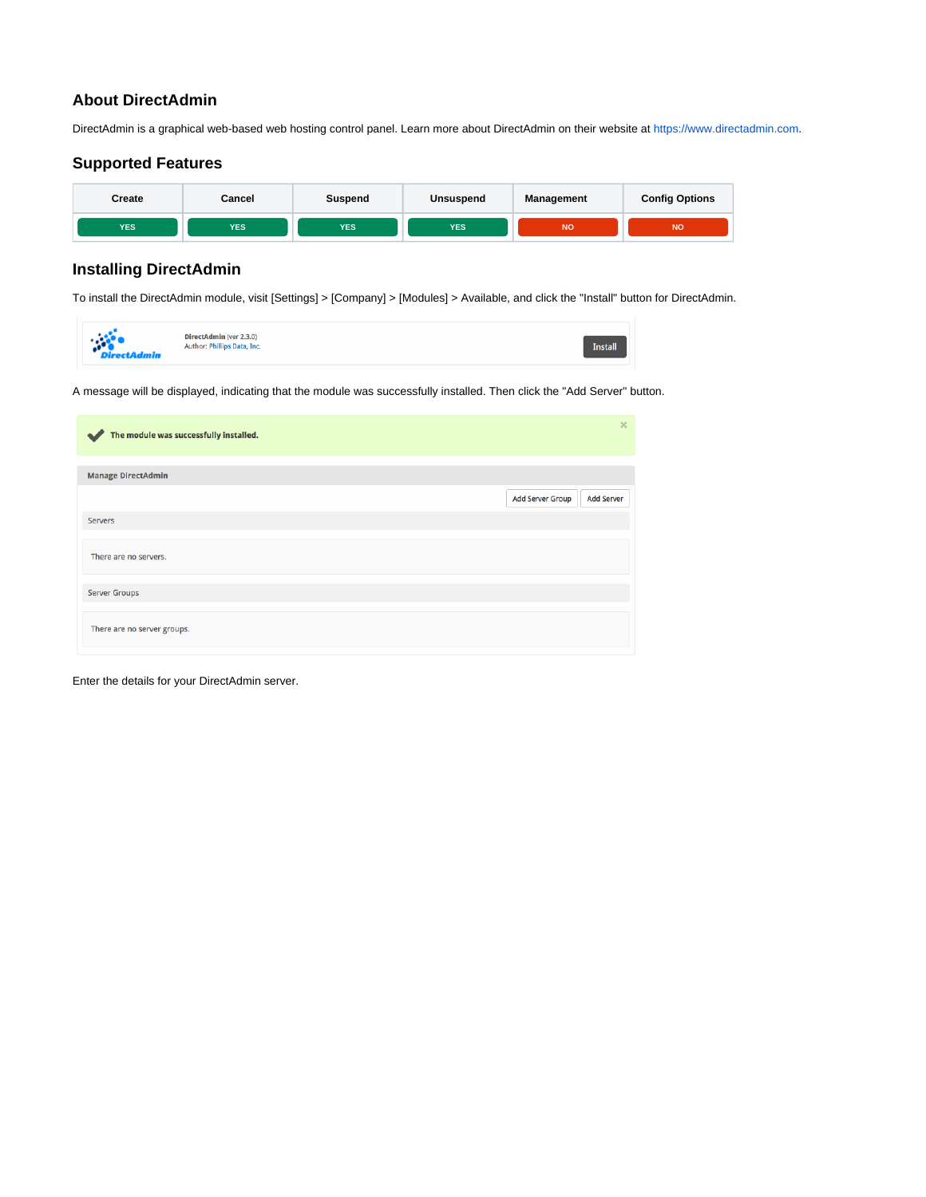## About DirectAdmin

DirectAdmin is a graphical web-based web hosting control panel. Learn more about DirectAdmin on their website at https://www.directadmin.com.

## Supported Features

| Create | Cancel | Suspend | Unsuspend | Management | Config Options |
|---|---|---|---|---|---|
| YES | YES | YES | YES | NO | NO |

## Installing DirectAdmin

To install the DirectAdmin module, visit [Settings] > [Company] > [Modules] > Available, and click the "Install" button for DirectAdmin.

A message will be displayed, indicating that the module was successfully installed. Then click the "Add Server" button.

Enter the details for your DirectAdmin server.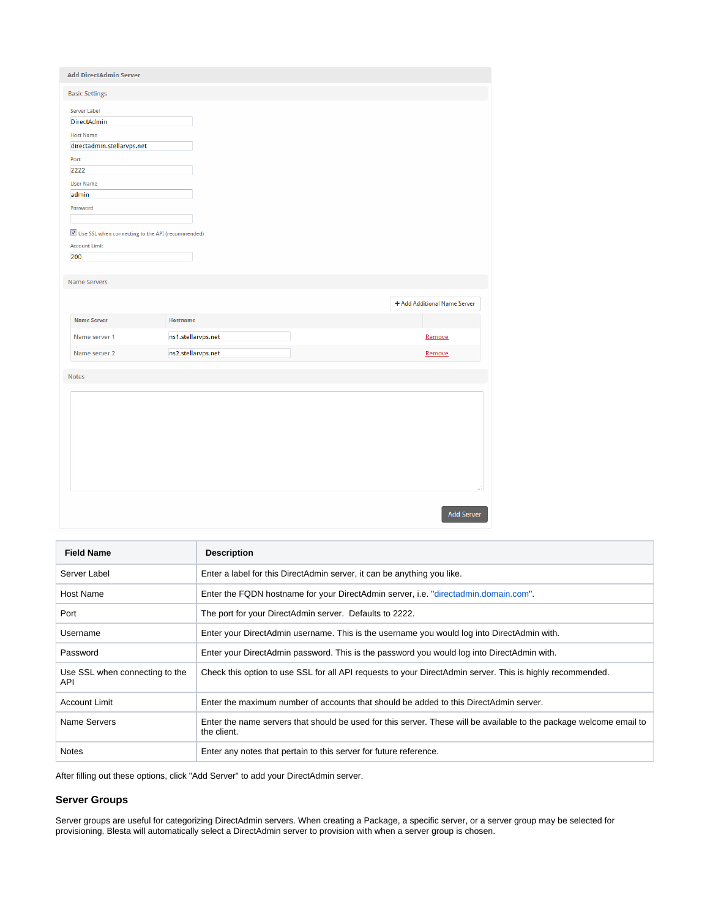**Add DirectAdmin Server**

**Basic Settings**

Server Label: DirectAdmin

Host Name: directadmin.stellarvps.net

Port: 2222

User Name: admin

Password:

☑ Use SSL when connecting to the API (recommended)

Account Limit: 200

**Name Servers**

+ Add Additional Name Server

| Name Server | Hostname | |
|---|---|---|
| Name server 1 | ns1.stellarvps.net | Remove |
| Name server 2 | ns2.stellarvps.net | Remove |

**Notes**

Add Server

| Field Name | Description |
|---|---|
| Server Label | Enter a label for this DirectAdmin server, it can be anything you like. |
| Host Name | Enter the FQDN hostname for your DirectAdmin server, i.e. "directadmin.domain.com". |
| Port | The port for your DirectAdmin server. Defaults to 2222. |
| Username | Enter your DirectAdmin username. This is the username you would log into DirectAdmin with. |
| Password | Enter your DirectAdmin password. This is the password you would log into DirectAdmin with. |
| Use SSL when connecting to the API | Check this option to use SSL for all API requests to your DirectAdmin server. This is highly recommended. |
| Account Limit | Enter the maximum number of accounts that should be added to this DirectAdmin server. |
| Name Servers | Enter the name servers that should be used for this server. These will be available to the package welcome email to the client. |
| Notes | Enter any notes that pertain to this server for future reference. |

After filling out these options, click "Add Server" to add your DirectAdmin server.

### Server Groups

Server groups are useful for categorizing DirectAdmin servers. When creating a Package, a specific server, or a server group may be selected for provisioning. Blesta will automatically select a DirectAdmin server to provision with when a server group is chosen.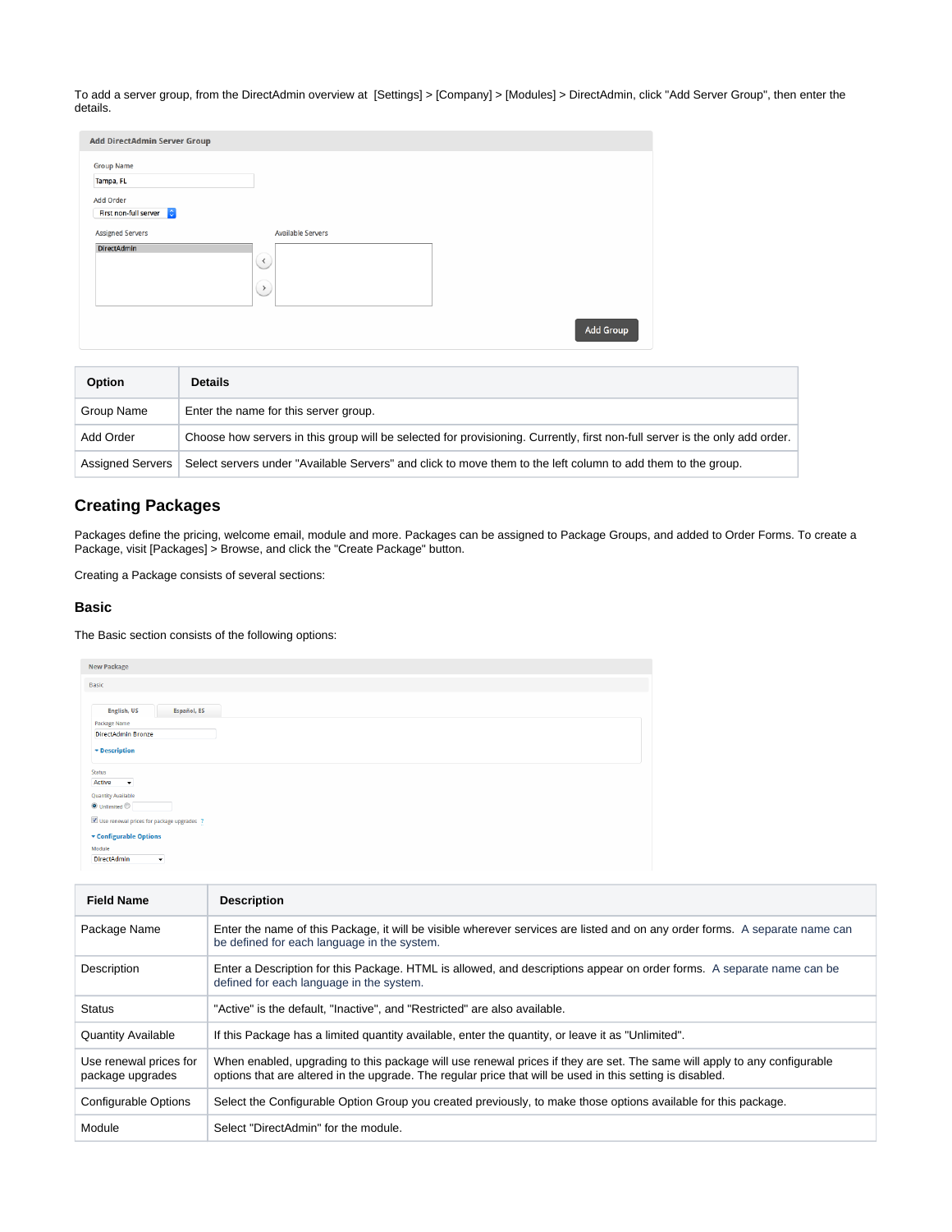To add a server group, from the DirectAdmin overview at [Settings] > [Company] > [Modules] > DirectAdmin, click "Add Server Group", then enter the details.

| Option | Details |
|---|---|
| Group Name | Enter the name for this server group. |
| Add Order | Choose how servers in this group will be selected for provisioning. Currently, first non-full server is the only add order. |
| Assigned Servers | Select servers under "Available Servers" and click to move them to the left column to add them to the group. |

## Creating Packages

Packages define the pricing, welcome email, module and more. Packages can be assigned to Package Groups, and added to Order Forms. To create a Package, visit [Packages] > Browse, and click the "Create Package" button.

Creating a Package consists of several sections:

### Basic

The Basic section consists of the following options:

| Field Name | Description |
|---|---|
| Package Name | Enter the name of this Package, it will be visible wherever services are listed and on any order forms. A separate name can be defined for each language in the system. |
| Description | Enter a Description for this Package. HTML is allowed, and descriptions appear on order forms. A separate name can be defined for each language in the system. |
| Status | "Active" is the default, "Inactive", and "Restricted" are also available. |
| Quantity Available | If this Package has a limited quantity available, enter the quantity, or leave it as "Unlimited". |
| Use renewal prices for package upgrades | When enabled, upgrading to this package will use renewal prices if they are set. The same will apply to any configurable options that are altered in the upgrade. The regular price that will be used in this setting is disabled. |
| Configurable Options | Select the Configurable Option Group you created previously, to make those options available for this package. |
| Module | Select "DirectAdmin" for the module. |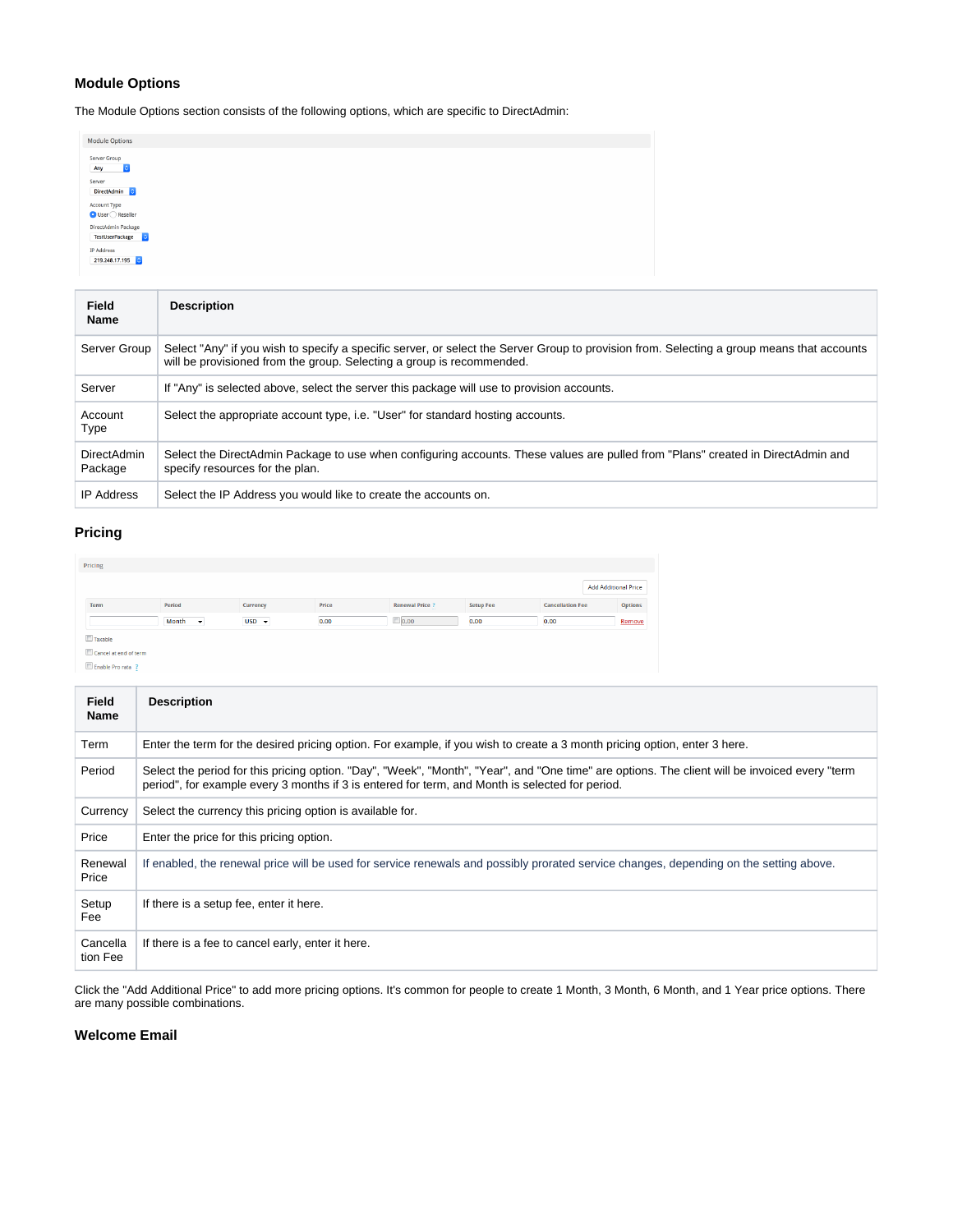### Module Options

The Module Options section consists of the following options, which are specific to DirectAdmin:

| Field Name | Description |
| --- | --- |
| Server Group | Select "Any" if you wish to specify a specific server, or select the Server Group to provision from. Selecting a group means that accounts will be provisioned from the group. Selecting a group is recommended. |
| Server | If "Any" is selected above, select the server this package will use to provision accounts. |
| Account Type | Select the appropriate account type, i.e. "User" for standard hosting accounts. |
| DirectAdmin Package | Select the DirectAdmin Package to use when configuring accounts. These values are pulled from "Plans" created in DirectAdmin and specify resources for the plan. |
| IP Address | Select the IP Address you would like to create the accounts on. |

### Pricing

| Field Name | Description |
| --- | --- |
| Term | Enter the term for the desired pricing option. For example, if you wish to create a 3 month pricing option, enter 3 here. |
| Period | Select the period for this pricing option. "Day", "Week", "Month", "Year", and "One time" are options. The client will be invoiced every "term period", for example every 3 months if 3 is entered for term, and Month is selected for period. |
| Currency | Select the currency this pricing option is available for. |
| Price | Enter the price for this pricing option. |
| Renewal Price | If enabled, the renewal price will be used for service renewals and possibly prorated service changes, depending on the setting above. |
| Setup Fee | If there is a setup fee, enter it here. |
| Cancellation Fee | If there is a fee to cancel early, enter it here. |

Click the "Add Additional Price" to add more pricing options. It's common for people to create 1 Month, 3 Month, 6 Month, and 1 Year price options. There are many possible combinations.

### Welcome Email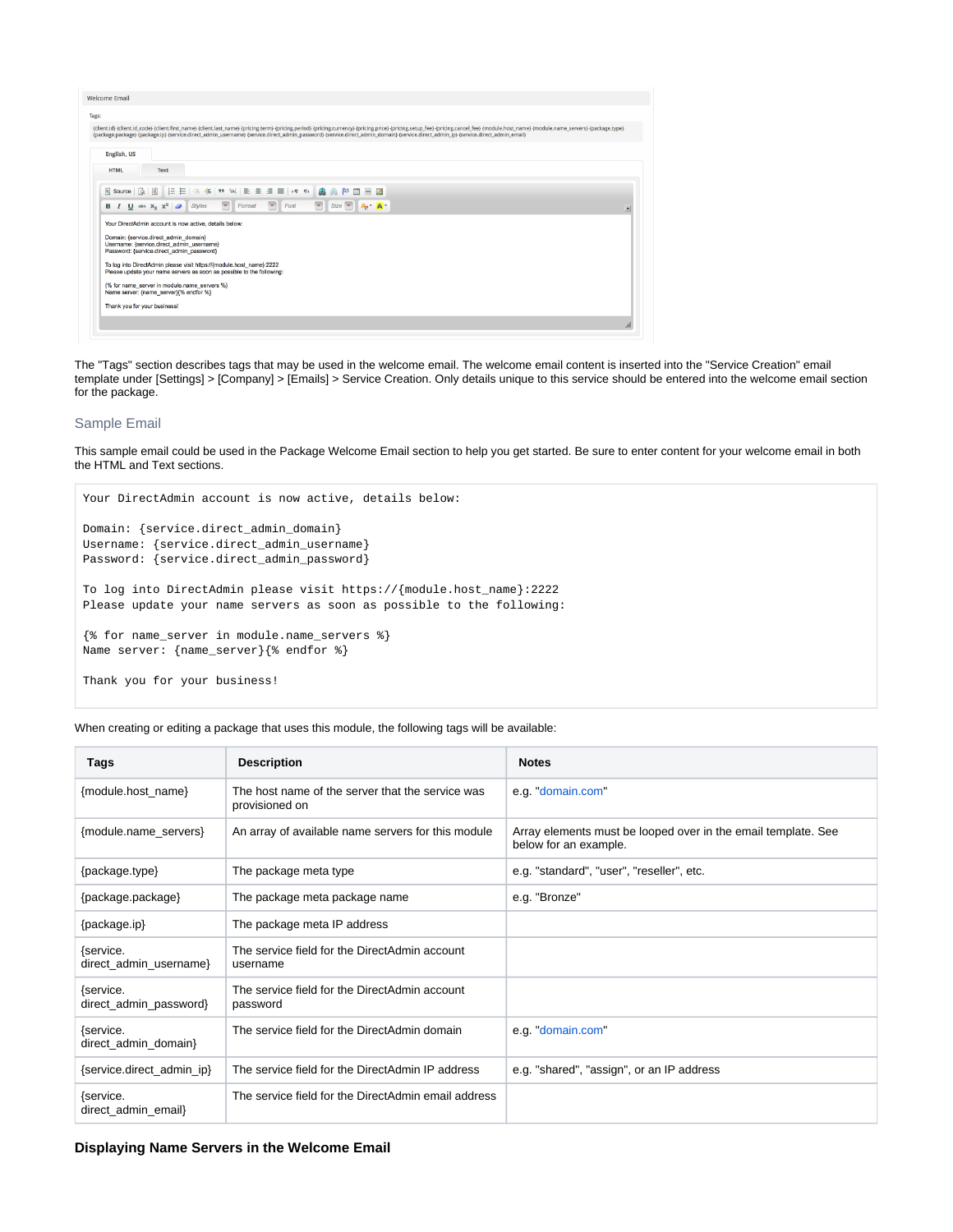The "Tags" section describes tags that may be used in the welcome email. The welcome email content is inserted into the "Service Creation" email template under [Settings] > [Company] > [Emails] > Service Creation. Only details unique to this service should be entered into the welcome email section for the package.

## Sample Email

This sample email could be used in the Package Welcome Email section to help you get started. Be sure to enter content for your welcome email in both the HTML and Text sections.

```
Your DirectAdmin account is now active, details below:

Domain: {service.direct_admin_domain}
Username: {service.direct_admin_username}
Password: {service.direct_admin_password}

To log into DirectAdmin please visit https://{module.host_name}:2222
Please update your name servers as soon as possible to the following:

{% for name_server in module.name_servers %}
Name server: {name_server}{% endfor %}

Thank you for your business!
```

When creating or editing a package that uses this module, the following tags will be available:

| Tags | Description | Notes |
|---|---|---|
| {module.host_name} | The host name of the server that the service was provisioned on | e.g. "domain.com" |
| {module.name_servers} | An array of available name servers for this module | Array elements must be looped over in the email template. See below for an example. |
| {package.type} | The package meta type | e.g. "standard", "user", "reseller", etc. |
| {package.package} | The package meta package name | e.g. "Bronze" |
| {package.ip} | The package meta IP address | |
| {service.direct_admin_username} | The service field for the DirectAdmin account username | |
| {service.direct_admin_password} | The service field for the DirectAdmin account password | |
| {service.direct_admin_domain} | The service field for the DirectAdmin domain | e.g. "domain.com" |
| {service.direct_admin_ip} | The service field for the DirectAdmin IP address | e.g. "shared", "assign", or an IP address |
| {service.direct_admin_email} | The service field for the DirectAdmin email address | |

### Displaying Name Servers in the Welcome Email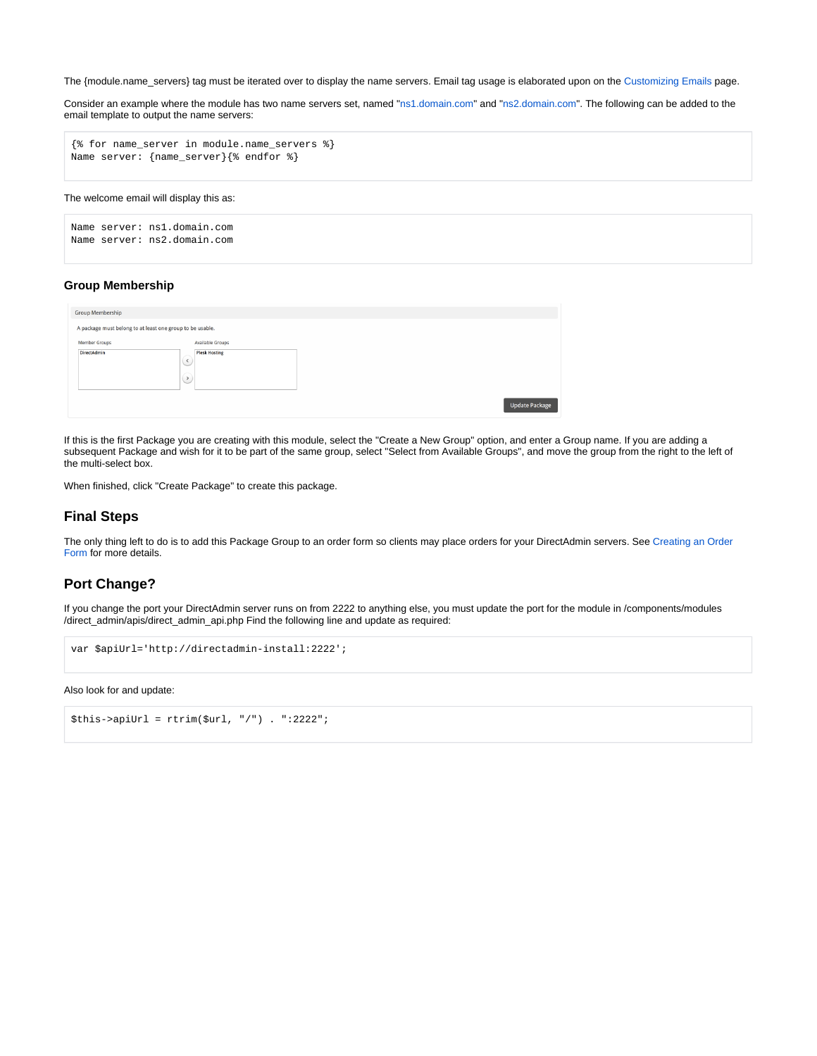The {module.name_servers} tag must be iterated over to display the name servers. Email tag usage is elaborated upon on the Customizing Emails page.

Consider an example where the module has two name servers set, named "ns1.domain.com" and "ns2.domain.com". The following can be added to the email template to output the name servers:

```
{% for name_server in module.name_servers %}
Name server: {name_server}{% endfor %}
```

The welcome email will display this as:

```
Name server: ns1.domain.com
Name server: ns2.domain.com
```

### Group Membership

Group Membership

A package must belong to at least one group to be usable.

Member Groups

DirectAdmin

Available Groups

Plesk Hosting

Update Package

If this is the first Package you are creating with this module, select the "Create a New Group" option, and enter a Group name. If you are adding a subsequent Package and wish for it to be part of the same group, select "Select from Available Groups", and move the group from the right to the left of the multi-select box.

When finished, click "Create Package" to create this package.

## Final Steps

The only thing left to do is to add this Package Group to an order form so clients may place orders for your DirectAdmin servers. See Creating an Order Form for more details.

## Port Change?

If you change the port your DirectAdmin server runs on from 2222 to anything else, you must update the port for the module in /components/modules /direct_admin/apis/direct_admin_api.php Find the following line and update as required:

```
var $apiUrl='http://directadmin-install:2222';
```

Also look for and update:

```
$this->apiUrl = rtrim($url, "/") . ":2222";
```